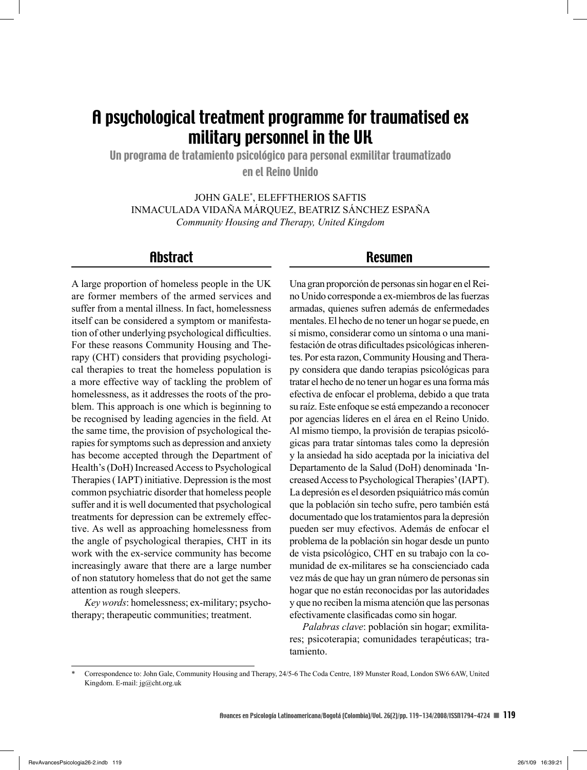# A psychological treatment programme for traumatised ex military personnel in the UK

## Un programa de tratamiento psicológico para personal exmilitar traumatizado en el Reino Unido

JOHN GALE*, ELEFFTHERIOS SAFTIS
INMACULADA VIDAÑA MÁRQUEZ, BEATRIZ SÁNCHEZ ESPAÑA
*Community Housing and Therapy, United Kingdom*

## Abstract

A large proportion of homeless people in the UK are former members of the armed services and suffer from a mental illness. In fact, homelessness itself can be considered a symptom or manifestation of other underlying psychological difficulties. For these reasons Community Housing and Therapy (CHT) considers that providing psychological therapies to treat the homeless population is a more effective way of tackling the problem of homelessness, as it addresses the roots of the problem. This approach is one which is beginning to be recognised by leading agencies in the field. At the same time, the provision of psychological therapies for symptoms such as depression and anxiety has become accepted through the Department of Health's (DoH) Increased Access to Psychological Therapies ( IAPT) initiative. Depression is the most common psychiatric disorder that homeless people suffer and it is well documented that psychological treatments for depression can be extremely effective. As well as approaching homelessness from the angle of psychological therapies, CHT in its work with the ex-service community has become increasingly aware that there are a large number of non statutory homeless that do not get the same attention as rough sleepers.

*Key words*: homelessness; ex-military; psychotherapy; therapeutic communities; treatment.

## Resumen

Una gran proporción de personas sin hogar en el Reino Unido corresponde a ex-miembros de las fuerzas armadas, quienes sufren además de enfermedades mentales. El hecho de no tener un hogar se puede, en sí mismo, considerar como un síntoma o una manifestación de otras dificultades psicológicas inherentes. Por esta razon, Community Housing and Therapy considera que dando terapias psicológicas para tratar el hecho de no tener un hogar es una forma más efectiva de enfocar el problema, debido a que trata su raíz. Este enfoque se está empezando a reconocer por agencias líderes en el área en el Reino Unido. Al mismo tiempo, la provisión de terapias psicológicas para tratar síntomas tales como la depresión y la ansiedad ha sido aceptada por la iniciativa del Departamento de la Salud (DoH) denominada 'Increased Access to Psychological Therapies' (IAPT). La depresión es el desorden psiquiátrico más común que la población sin techo sufre, pero también está documentado que los tratamientos para la depresión pueden ser muy efectivos. Además de enfocar el problema de la población sin hogar desde un punto de vista psicológico, CHT en su trabajo con la comunidad de ex-militares se ha concienciado cada vez más de que hay un gran número de personas sin hogar que no están reconocidas por las autoridades y que no reciben la misma atención que las personas efectivamente clasificadas como sin hogar.

*Palabras clave*: población sin hogar; exmilitares; psicoterapia; comunidades terapéuticas; tratamiento.

---

\* Correspondence to: John Gale, Community Housing and Therapy, 24/5-6 The Coda Centre, 189 Munster Road, London SW6 6AW, United Kingdom. E-mail: jg@cht.org.uk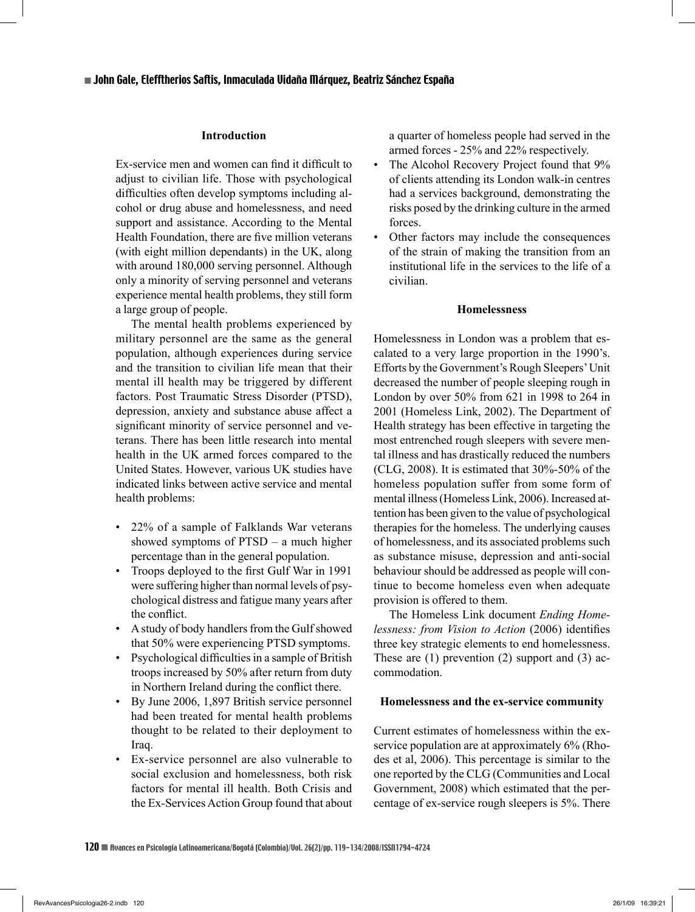## Introduction

Ex-service men and women can find it difficult to adjust to civilian life. Those with psychological difficulties often develop symptoms including alcohol or drug abuse and homelessness, and need support and assistance. According to the Mental Health Foundation, there are five million veterans (with eight million dependants) in the UK, along with around 180,000 serving personnel. Although only a minority of serving personnel and veterans experience mental health problems, they still form a large group of people.

The mental health problems experienced by military personnel are the same as the general population, although experiences during service and the transition to civilian life mean that their mental ill health may be triggered by different factors. Post Traumatic Stress Disorder (PTSD), depression, anxiety and substance abuse affect a significant minority of service personnel and veterans. There has been little research into mental health in the UK armed forces compared to the United States. However, various UK studies have indicated links between active service and mental health problems:

- 22% of a sample of Falklands War veterans showed symptoms of PTSD – a much higher percentage than in the general population.
- Troops deployed to the first Gulf War in 1991 were suffering higher than normal levels of psychological distress and fatigue many years after the conflict.
- A study of body handlers from the Gulf showed that 50% were experiencing PTSD symptoms.
- Psychological difficulties in a sample of British troops increased by 50% after return from duty in Northern Ireland during the conflict there.
- By June 2006, 1,897 British service personnel had been treated for mental health problems thought to be related to their deployment to Iraq.
- Ex-service personnel are also vulnerable to social exclusion and homelessness, both risk factors for mental ill health. Both Crisis and the Ex-Services Action Group found that about a quarter of homeless people had served in the armed forces - 25% and 22% respectively.
- The Alcohol Recovery Project found that 9% of clients attending its London walk-in centres had a services background, demonstrating the risks posed by the drinking culture in the armed forces.
- Other factors may include the consequences of the strain of making the transition from an institutional life in the services to the life of a civilian.

## Homelessness

Homelessness in London was a problem that escalated to a very large proportion in the 1990's. Efforts by the Government's Rough Sleepers' Unit decreased the number of people sleeping rough in London by over 50% from 621 in 1998 to 264 in 2001 (Homeless Link, 2002). The Department of Health strategy has been effective in targeting the most entrenched rough sleepers with severe mental illness and has drastically reduced the numbers (CLG, 2008). It is estimated that 30%-50% of the homeless population suffer from some form of mental illness (Homeless Link, 2006). Increased attention has been given to the value of psychological therapies for the homeless. The underlying causes of homelessness, and its associated problems such as substance misuse, depression and anti-social behaviour should be addressed as people will continue to become homeless even when adequate provision is offered to them.

The Homeless Link document *Ending Homelessness: from Vision to Action* (2006) identifies three key strategic elements to end homelessness. These are (1) prevention (2) support and (3) accommodation.

## Homelessness and the ex-service community

Current estimates of homelessness within the ex-service population are at approximately 6% (Rhodes et al, 2006). This percentage is similar to the one reported by the CLG (Communities and Local Government, 2008) which estimated that the percentage of ex-service rough sleepers is 5%. There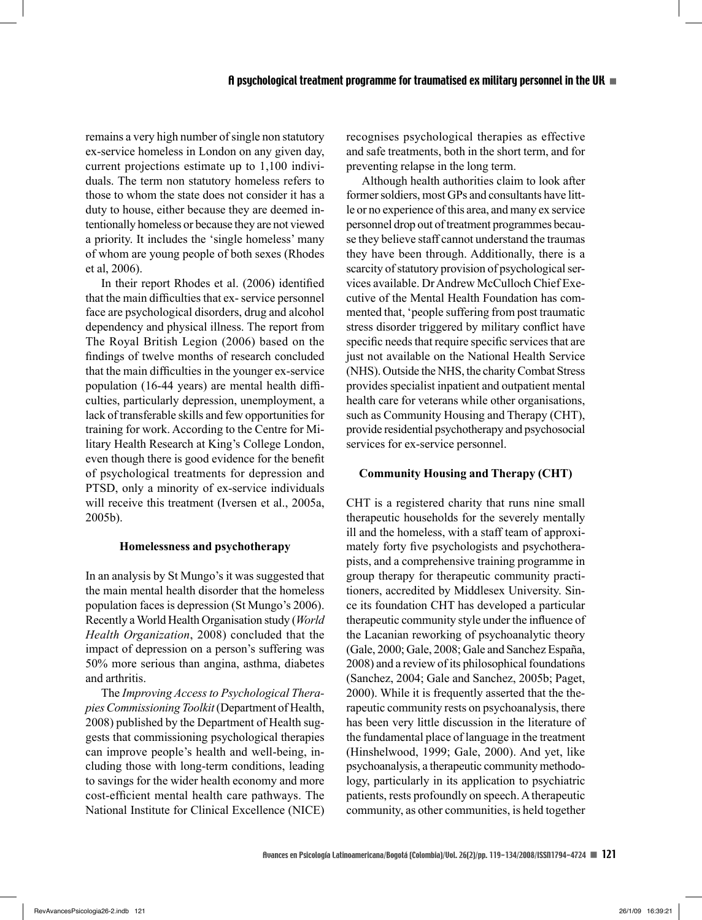remains a very high number of single non statutory ex-service homeless in London on any given day, current projections estimate up to 1,100 individuals. The term non statutory homeless refers to those to whom the state does not consider it has a duty to house, either because they are deemed intentionally homeless or because they are not viewed a priority. It includes the 'single homeless' many of whom are young people of both sexes (Rhodes et al, 2006).

In their report Rhodes et al. (2006) identified that the main difficulties that ex- service personnel face are psychological disorders, drug and alcohol dependency and physical illness. The report from The Royal British Legion (2006) based on the findings of twelve months of research concluded that the main difficulties in the younger ex-service population (16-44 years) are mental health difficulties, particularly depression, unemployment, a lack of transferable skills and few opportunities for training for work. According to the Centre for Military Health Research at King's College London, even though there is good evidence for the benefit of psychological treatments for depression and PTSD, only a minority of ex-service individuals will receive this treatment (Iversen et al., 2005a, 2005b).

### Homelessness and psychotherapy

In an analysis by St Mungo's it was suggested that the main mental health disorder that the homeless population faces is depression (St Mungo's 2006). Recently a World Health Organisation study (*World Health Organization*, 2008) concluded that the impact of depression on a person's suffering was 50% more serious than angina, asthma, diabetes and arthritis.

The *Improving Access to Psychological Therapies Commissioning Toolkit* (Department of Health, 2008) published by the Department of Health suggests that commissioning psychological therapies can improve people's health and well-being, including those with long-term conditions, leading to savings for the wider health economy and more cost-efficient mental health care pathways. The National Institute for Clinical Excellence (NICE) recognises psychological therapies as effective and safe treatments, both in the short term, and for preventing relapse in the long term.

Although health authorities claim to look after former soldiers, most GPs and consultants have little or no experience of this area, and many ex service personnel drop out of treatment programmes because they believe staff cannot understand the traumas they have been through. Additionally, there is a scarcity of statutory provision of psychological services available. Dr Andrew McCulloch Chief Executive of the Mental Health Foundation has commented that, 'people suffering from post traumatic stress disorder triggered by military conflict have specific needs that require specific services that are just not available on the National Health Service (NHS). Outside the NHS, the charity Combat Stress provides specialist inpatient and outpatient mental health care for veterans while other organisations, such as Community Housing and Therapy (CHT), provide residential psychotherapy and psychosocial services for ex-service personnel.

### Community Housing and Therapy (CHT)

CHT is a registered charity that runs nine small therapeutic households for the severely mentally ill and the homeless, with a staff team of approximately forty five psychologists and psychotherapists, and a comprehensive training programme in group therapy for therapeutic community practitioners, accredited by Middlesex University. Since its foundation CHT has developed a particular therapeutic community style under the influence of the Lacanian reworking of psychoanalytic theory (Gale, 2000; Gale, 2008; Gale and Sanchez España, 2008) and a review of its philosophical foundations (Sanchez, 2004; Gale and Sanchez, 2005b; Paget, 2000). While it is frequently asserted that the therapeutic community rests on psychoanalysis, there has been very little discussion in the literature of the fundamental place of language in the treatment (Hinshelwood, 1999; Gale, 2000). And yet, like psychoanalysis, a therapeutic community methodology, particularly in its application to psychiatric patients, rests profoundly on speech. A therapeutic community, as other communities, is held together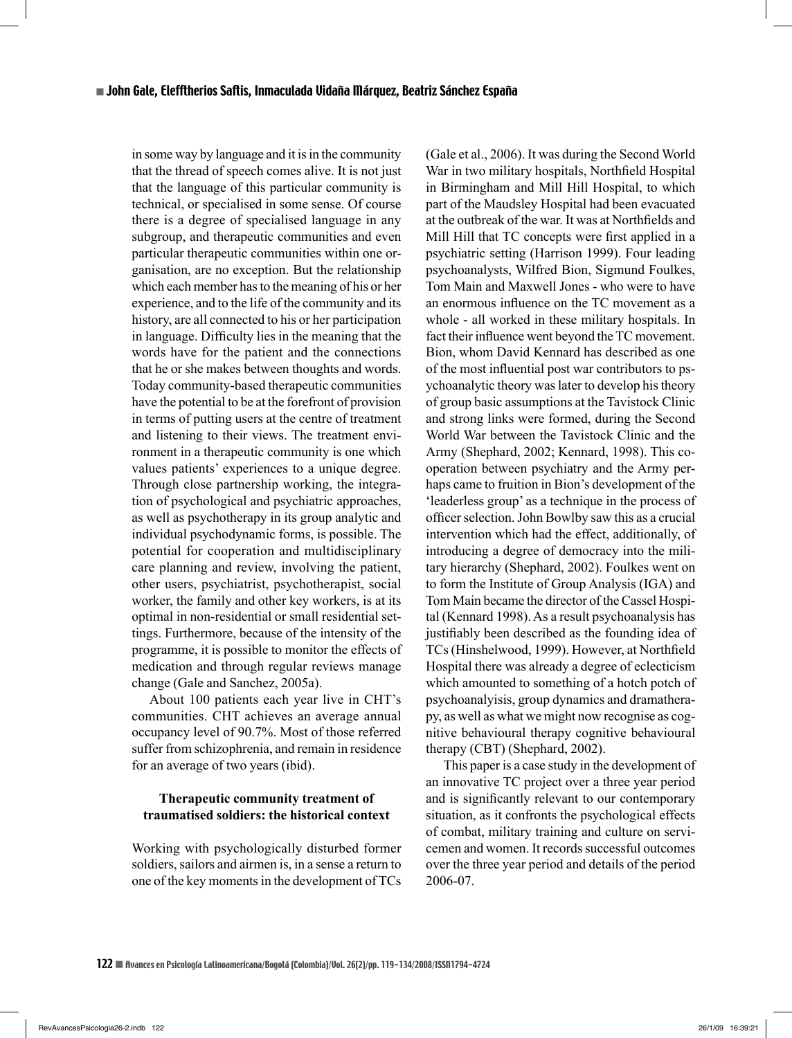in some way by language and it is in the community that the thread of speech comes alive. It is not just that the language of this particular community is technical, or specialised in some sense. Of course there is a degree of specialised language in any subgroup, and therapeutic communities and even particular therapeutic communities within one organisation, are no exception. But the relationship which each member has to the meaning of his or her experience, and to the life of the community and its history, are all connected to his or her participation in language. Difficulty lies in the meaning that the words have for the patient and the connections that he or she makes between thoughts and words. Today community-based therapeutic communities have the potential to be at the forefront of provision in terms of putting users at the centre of treatment and listening to their views. The treatment environment in a therapeutic community is one which values patients' experiences to a unique degree. Through close partnership working, the integration of psychological and psychiatric approaches, as well as psychotherapy in its group analytic and individual psychodynamic forms, is possible. The potential for cooperation and multidisciplinary care planning and review, involving the patient, other users, psychiatrist, psychotherapist, social worker, the family and other key workers, is at its optimal in non-residential or small residential settings. Furthermore, because of the intensity of the programme, it is possible to monitor the effects of medication and through regular reviews manage change (Gale and Sanchez, 2005a).

About 100 patients each year live in CHT's communities. CHT achieves an average annual occupancy level of 90.7%. Most of those referred suffer from schizophrenia, and remain in residence for an average of two years (ibid).

## Therapeutic community treatment of traumatised soldiers: the historical context

Working with psychologically disturbed former soldiers, sailors and airmen is, in a sense a return to one of the key moments in the development of TCs (Gale et al., 2006). It was during the Second World War in two military hospitals, Northfield Hospital in Birmingham and Mill Hill Hospital, to which part of the Maudsley Hospital had been evacuated at the outbreak of the war. It was at Northfields and Mill Hill that TC concepts were first applied in a psychiatric setting (Harrison 1999). Four leading psychoanalysts, Wilfred Bion, Sigmund Foulkes, Tom Main and Maxwell Jones - who were to have an enormous influence on the TC movement as a whole - all worked in these military hospitals. In fact their influence went beyond the TC movement. Bion, whom David Kennard has described as one of the most influential post war contributors to psychoanalytic theory was later to develop his theory of group basic assumptions at the Tavistock Clinic and strong links were formed, during the Second World War between the Tavistock Clinic and the Army (Shephard, 2002; Kennard, 1998). This cooperation between psychiatry and the Army perhaps came to fruition in Bion's development of the 'leaderless group' as a technique in the process of officer selection. John Bowlby saw this as a crucial intervention which had the effect, additionally, of introducing a degree of democracy into the military hierarchy (Shephard, 2002). Foulkes went on to form the Institute of Group Analysis (IGA) and Tom Main became the director of the Cassel Hospital (Kennard 1998). As a result psychoanalysis has justifiably been described as the founding idea of TCs (Hinshelwood, 1999). However, at Northfield Hospital there was already a degree of eclecticism which amounted to something of a hotch potch of psychoanalyisis, group dynamics and dramatherapy, as well as what we might now recognise as cognitive behavioural therapy cognitive behavioural therapy (CBT) (Shephard, 2002).

This paper is a case study in the development of an innovative TC project over a three year period and is significantly relevant to our contemporary situation, as it confronts the psychological effects of combat, military training and culture on servicemen and women. It records successful outcomes over the three year period and details of the period 2006-07.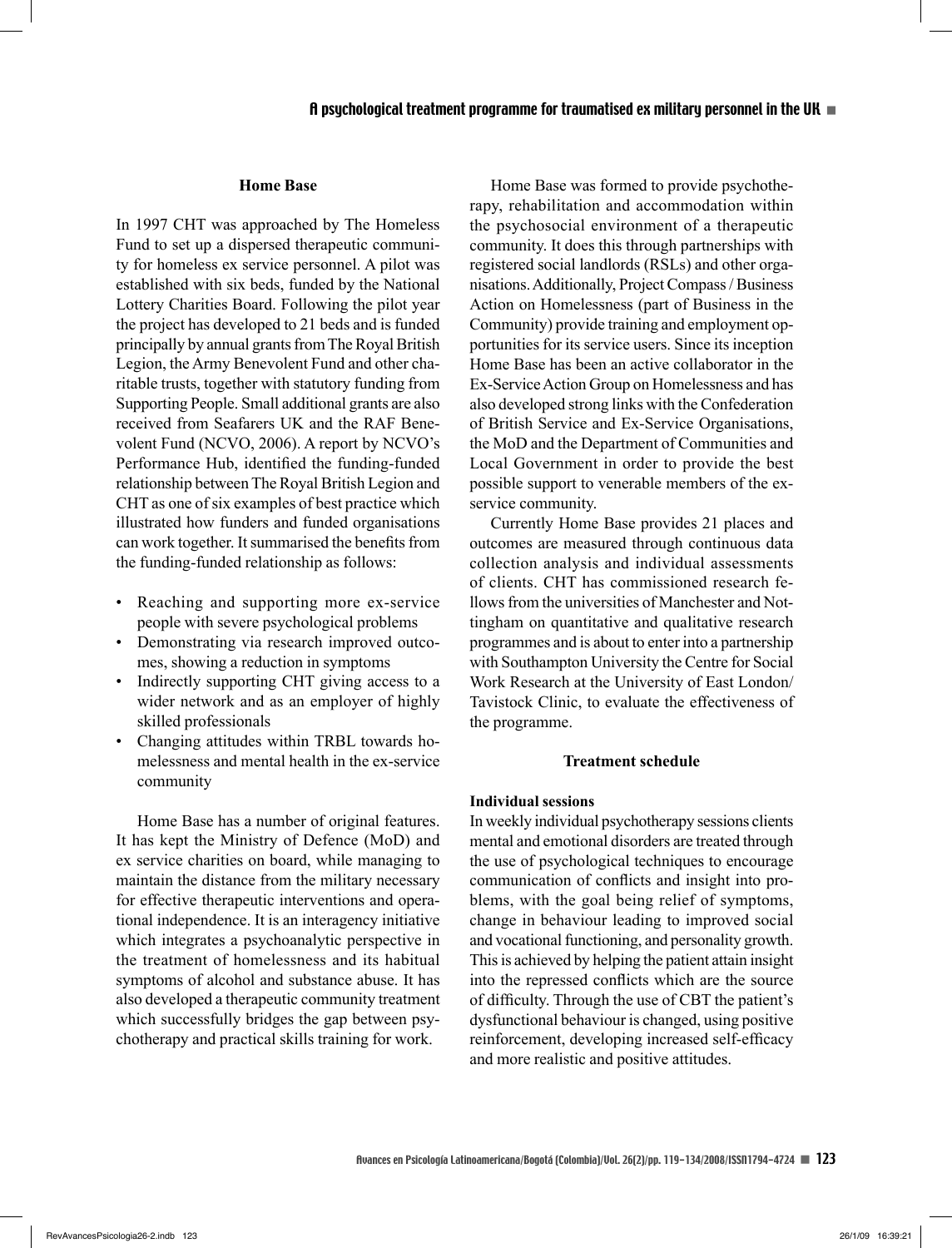## Home Base

In 1997 CHT was approached by The Homeless Fund to set up a dispersed therapeutic community for homeless ex service personnel. A pilot was established with six beds, funded by the National Lottery Charities Board. Following the pilot year the project has developed to 21 beds and is funded principally by annual grants from The Royal British Legion, the Army Benevolent Fund and other charitable trusts, together with statutory funding from Supporting People. Small additional grants are also received from Seafarers UK and the RAF Benevolent Fund (NCVO, 2006). A report by NCVO's Performance Hub, identified the funding-funded relationship between The Royal British Legion and CHT as one of six examples of best practice which illustrated how funders and funded organisations can work together. It summarised the benefits from the funding-funded relationship as follows:

- Reaching and supporting more ex-service people with severe psychological problems
- Demonstrating via research improved outcomes, showing a reduction in symptoms
- Indirectly supporting CHT giving access to a wider network and as an employer of highly skilled professionals
- Changing attitudes within TRBL towards homelessness and mental health in the ex-service community

Home Base has a number of original features. It has kept the Ministry of Defence (MoD) and ex service charities on board, while managing to maintain the distance from the military necessary for effective therapeutic interventions and operational independence. It is an interagency initiative which integrates a psychoanalytic perspective in the treatment of homelessness and its habitual symptoms of alcohol and substance abuse. It has also developed a therapeutic community treatment which successfully bridges the gap between psychotherapy and practical skills training for work.

Home Base was formed to provide psychotherapy, rehabilitation and accommodation within the psychosocial environment of a therapeutic community. It does this through partnerships with registered social landlords (RSLs) and other organisations. Additionally, Project Compass / Business Action on Homelessness (part of Business in the Community) provide training and employment opportunities for its service users. Since its inception Home Base has been an active collaborator in the Ex-Service Action Group on Homelessness and has also developed strong links with the Confederation of British Service and Ex-Service Organisations, the MoD and the Department of Communities and Local Government in order to provide the best possible support to venerable members of the ex-service community.

Currently Home Base provides 21 places and outcomes are measured through continuous data collection analysis and individual assessments of clients. CHT has commissioned research fellows from the universities of Manchester and Nottingham on quantitative and qualitative research programmes and is about to enter into a partnership with Southampton University the Centre for Social Work Research at the University of East London/ Tavistock Clinic, to evaluate the effectiveness of the programme.

## Treatment schedule

### Individual sessions

In weekly individual psychotherapy sessions clients mental and emotional disorders are treated through the use of psychological techniques to encourage communication of conflicts and insight into problems, with the goal being relief of symptoms, change in behaviour leading to improved social and vocational functioning, and personality growth. This is achieved by helping the patient attain insight into the repressed conflicts which are the source of difficulty. Through the use of CBT the patient's dysfunctional behaviour is changed, using positive reinforcement, developing increased self-efficacy and more realistic and positive attitudes.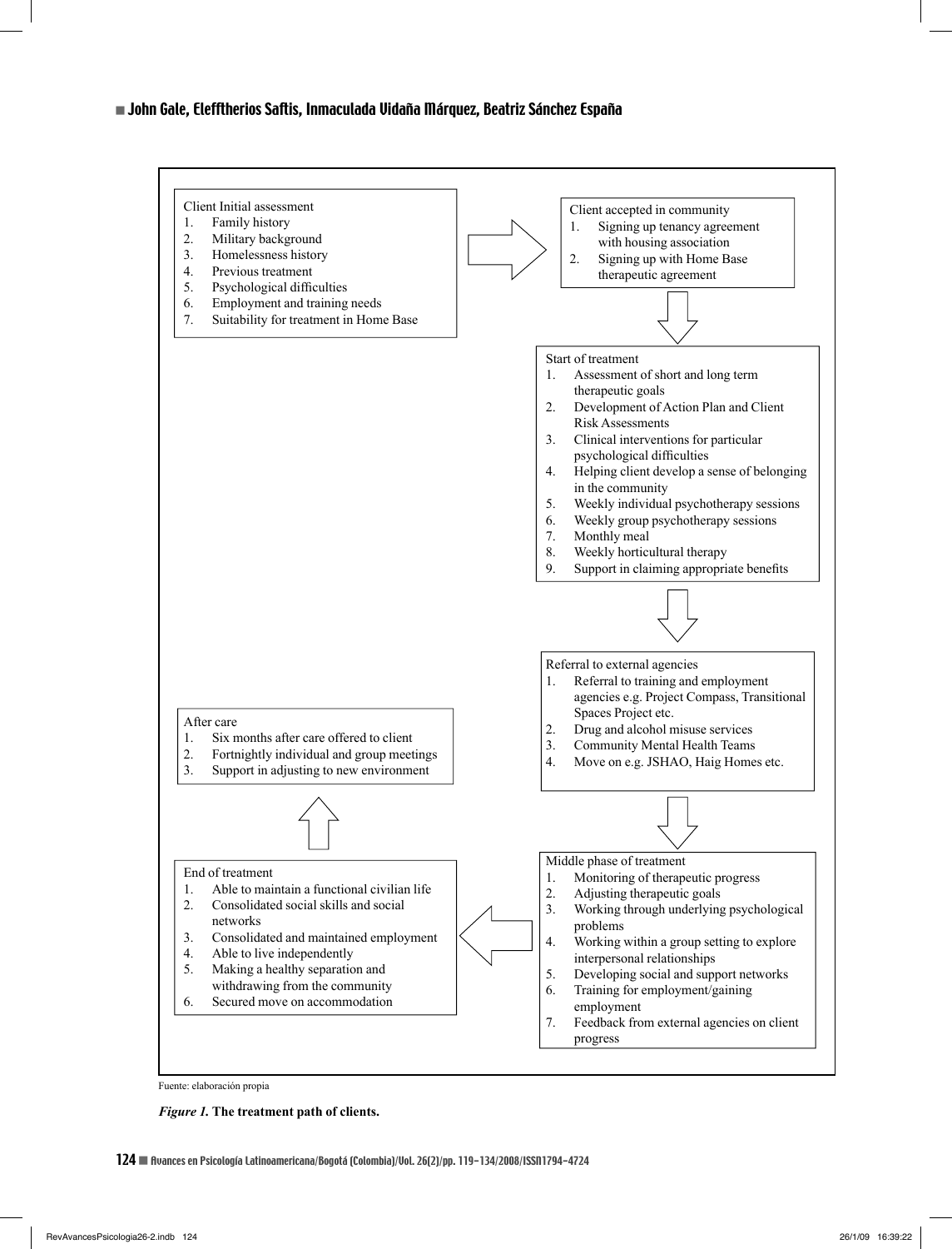**Client Initial assessment**

1. Family history
2. Military background
3. Homelessness history
4. Previous treatment
5. Psychological difficulties
6. Employment and training needs
7. Suitability for treatment in Home Base

**Client accepted in community**

1. Signing up tenancy agreement with housing association
2. Signing up with Home Base therapeutic agreement

**Start of treatment**

1. Assessment of short and long term therapeutic goals
2. Development of Action Plan and Client Risk Assessments
3. Clinical interventions for particular psychological difficulties
4. Helping client develop a sense of belonging in the community
5. Weekly individual psychotherapy sessions
6. Weekly group psychotherapy sessions
7. Monthly meal
8. Weekly horticultural therapy
9. Support in claiming appropriate benefits

**Referral to external agencies**

1. Referral to training and employment agencies e.g. Project Compass, Transitional Spaces Project etc.
2. Drug and alcohol misuse services
3. Community Mental Health Teams
4. Move on e.g. JSHAO, Haig Homes etc.

**Middle phase of treatment**

1. Monitoring of therapeutic progress
2. Adjusting therapeutic goals
3. Working through underlying psychological problems
4. Working within a group setting to explore interpersonal relationships
5. Developing social and support networks
6. Training for employment/gaining employment
7. Feedback from external agencies on client progress

**End of treatment**

1. Able to maintain a functional civilian life
2. Consolidated social skills and social networks
3. Consolidated and maintained employment
4. Able to live independently
5. Making a healthy separation and withdrawing from the community
6. Secured move on accommodation

**After care**

1. Six months after care offered to client
2. Fortnightly individual and group meetings
3. Support in adjusting to new environment

Fuente: elaboración propia

*Figure 1.* **The treatment path of clients.**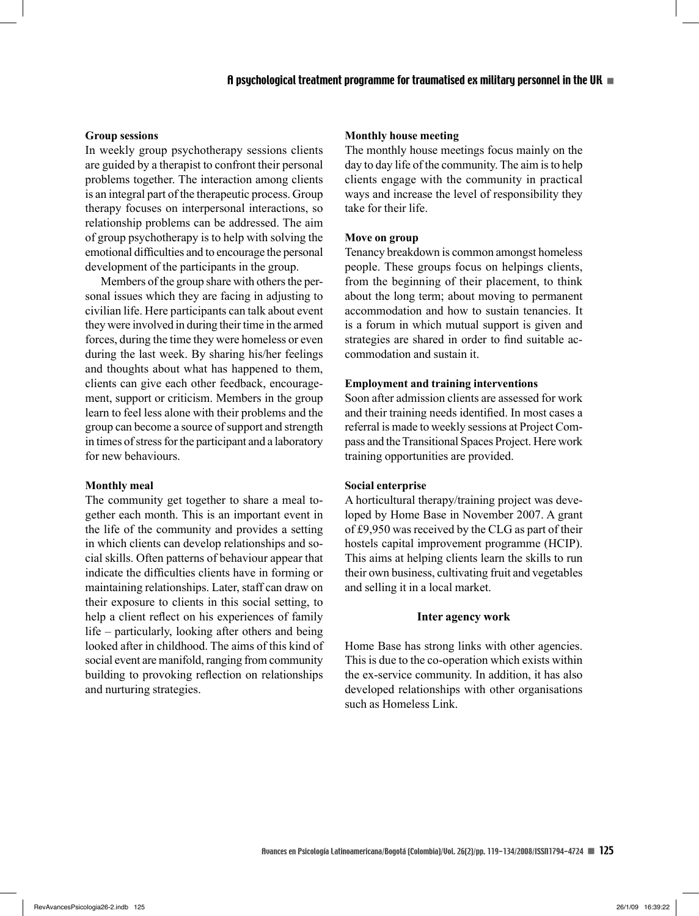**Group sessions**

In weekly group psychotherapy sessions clients are guided by a therapist to confront their personal problems together. The interaction among clients is an integral part of the therapeutic process. Group therapy focuses on interpersonal interactions, so relationship problems can be addressed. The aim of group psychotherapy is to help with solving the emotional difficulties and to encourage the personal development of the participants in the group.

Members of the group share with others the personal issues which they are facing in adjusting to civilian life. Here participants can talk about event they were involved in during their time in the armed forces, during the time they were homeless or even during the last week. By sharing his/her feelings and thoughts about what has happened to them, clients can give each other feedback, encouragement, support or criticism. Members in the group learn to feel less alone with their problems and the group can become a source of support and strength in times of stress for the participant and a laboratory for new behaviours.

**Monthly meal**

The community get together to share a meal together each month. This is an important event in the life of the community and provides a setting in which clients can develop relationships and social skills. Often patterns of behaviour appear that indicate the difficulties clients have in forming or maintaining relationships. Later, staff can draw on their exposure to clients in this social setting, to help a client reflect on his experiences of family life – particularly, looking after others and being looked after in childhood. The aims of this kind of social event are manifold, ranging from community building to provoking reflection on relationships and nurturing strategies.

**Monthly house meeting**

The monthly house meetings focus mainly on the day to day life of the community. The aim is to help clients engage with the community in practical ways and increase the level of responsibility they take for their life.

**Move on group**

Tenancy breakdown is common amongst homeless people. These groups focus on helpings clients, from the beginning of their placement, to think about the long term; about moving to permanent accommodation and how to sustain tenancies. It is a forum in which mutual support is given and strategies are shared in order to find suitable accommodation and sustain it.

**Employment and training interventions**

Soon after admission clients are assessed for work and their training needs identified. In most cases a referral is made to weekly sessions at Project Compass and the Transitional Spaces Project. Here work training opportunities are provided.

**Social enterprise**

A horticultural therapy/training project was developed by Home Base in November 2007. A grant of £9,950 was received by the CLG as part of their hostels capital improvement programme (HCIP). This aims at helping clients learn the skills to run their own business, cultivating fruit and vegetables and selling it in a local market.

## Inter agency work

Home Base has strong links with other agencies. This is due to the co-operation which exists within the ex-service community. In addition, it has also developed relationships with other organisations such as Homeless Link.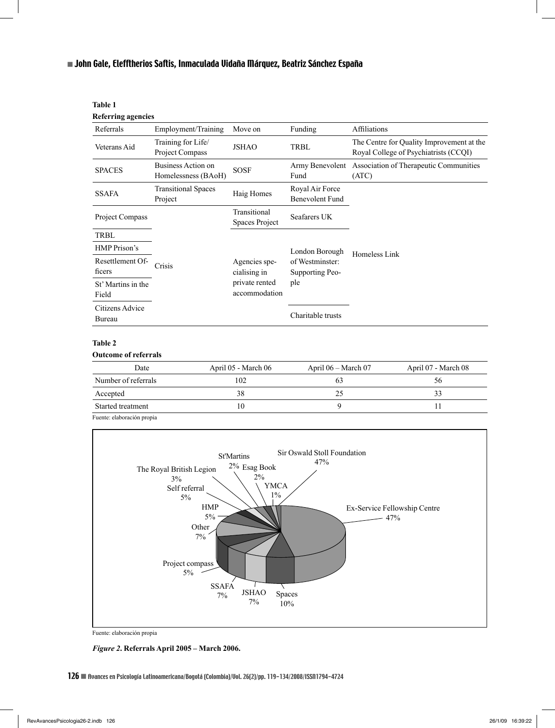**Table 1**

**Referring agencies**

| Referrals | Employment/Training | Move on | Funding | Affiliations |
|---|---|---|---|---|
| Veterans Aid | Training for Life/ Project Compass | JSHAO | TRBL | The Centre for Quality Improvement at the Royal College of Psychiatrists (CCQI) |
| SPACES | Business Action on Homelessness (BAoH) | SOSF | Army Benevolent Fund | Association of Therapeutic Communities (ATC) |
| SSAFA | Transitional Spaces Project | Haig Homes | Royal Air Force Benevolent Fund | Homeless Link |
| Project Compass | Crisis | Transitional Spaces Project | Seafarers UK | |
| TRBL | | Agencies specialising in private rented accommodation | London Borough of Westminster: Supporting People | |
| HMP Prison's | | | | |
| Resettlement Officers | | | | |
| St' Martins in the Field | | | | |
| Citizens Advice Bureau | | | Charitable trusts | |

**Table 2**

**Outcome of referrals**

| Date | April 05 - March 06 | April 06 – March 07 | April 07 - March 08 |
|---|---|---|---|
| Number of referrals | 102 | 63 | 56 |
| Accepted | 38 | 25 | 33 |
| Started treatment | 10 | 9 | 11 |

Fuente: elaboración propia

Fuente: elaboración propia

***Figure 2*. Referrals April 2005 – March 2006.**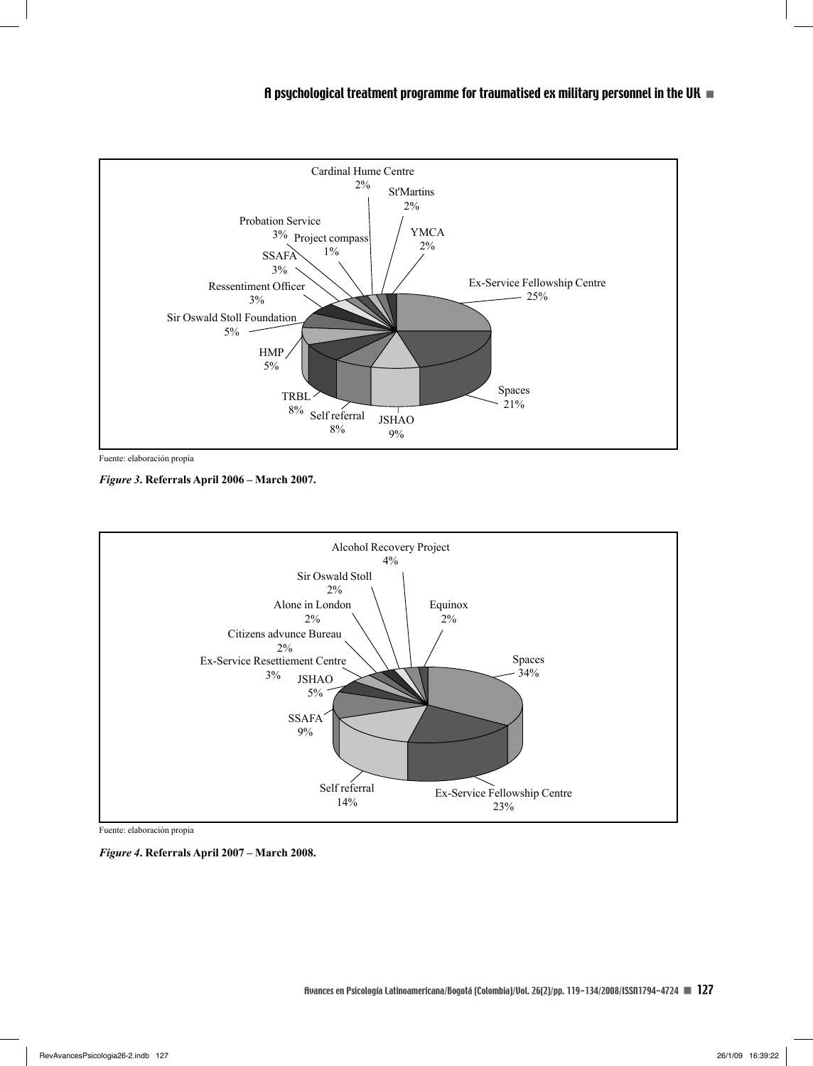Cardinal Hume Centre 2%

St'Martins 2%

YMCA 2%

Probation Service 3%

Project compass 1%

SSAFA 3%

Ressentiment Officer 3%

Ex-Service Fellowship Centre 25%

Sir Oswald Stoll Foundation 5%

HMP 5%

TRBL 8%

Self referral 8%

JSHAO 9%

Spaces 21%

Fuente: elaboración propia

***Figure 3*. Referrals April 2006 – March 2007.**

Alcohol Recovery Project 4%

Sir Oswald Stoll 2%

Alone in London 2%

Equinox 2%

Citizens advunce Bureau 2%

Ex-Service Resettiement Centre 3%

Spaces 34%

JSHAO 5%

SSAFA 9%

Self referral 14%

Ex-Service Fellowship Centre 23%

Fuente: elaboración propia

***Figure 4*. Referrals April 2007 – March 2008.**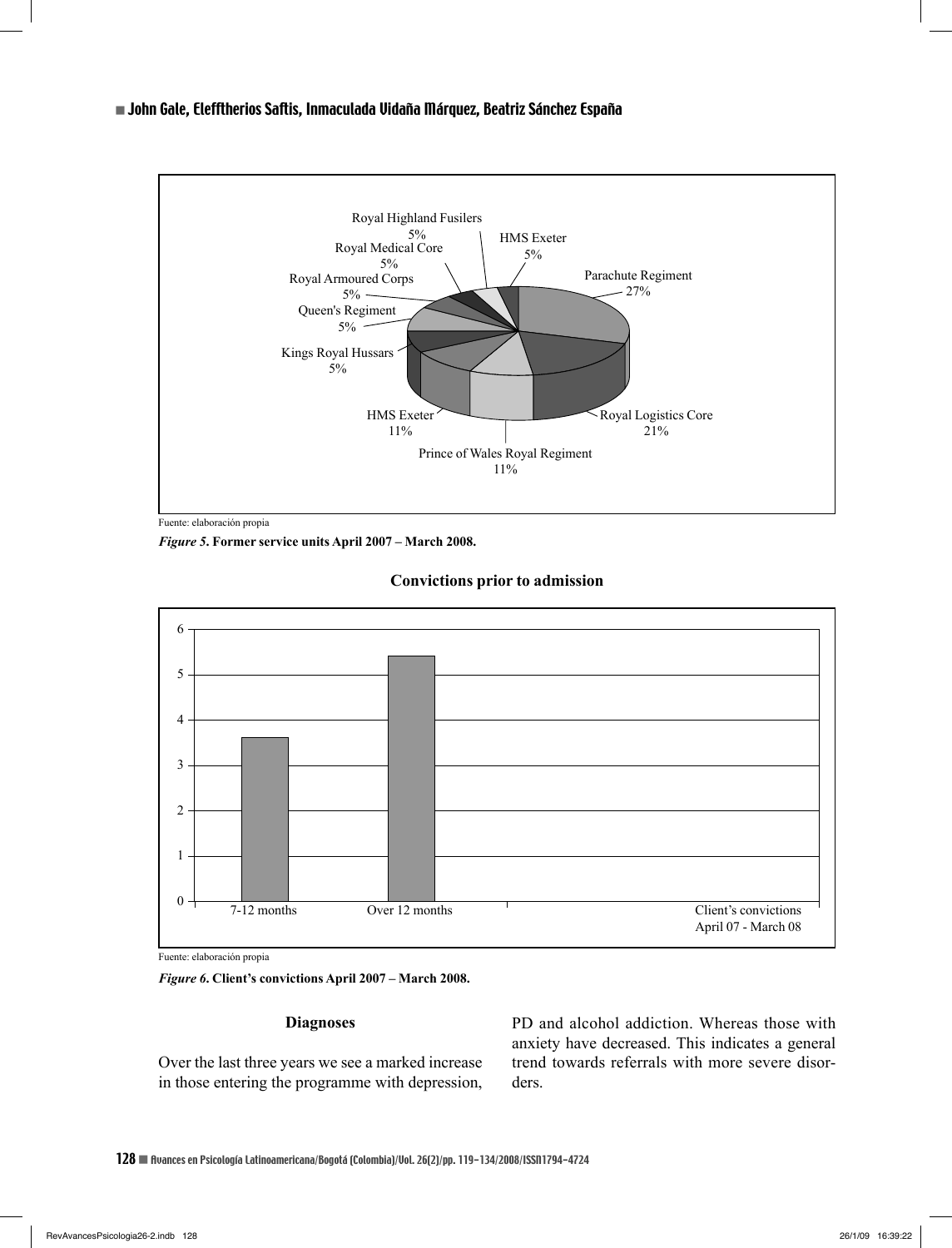Fuente: elaboración propia

*Figure 5*. **Former service units April 2007 – March 2008.**

**Convictions prior to admission**

Fuente: elaboración propia

*Figure 6*. **Client's convictions April 2007 – March 2008.**

### Diagnoses

Over the last three years we see a marked increase in those entering the programme with depression, PD and alcohol addiction. Whereas those with anxiety have decreased. This indicates a general trend towards referrals with more severe disorders.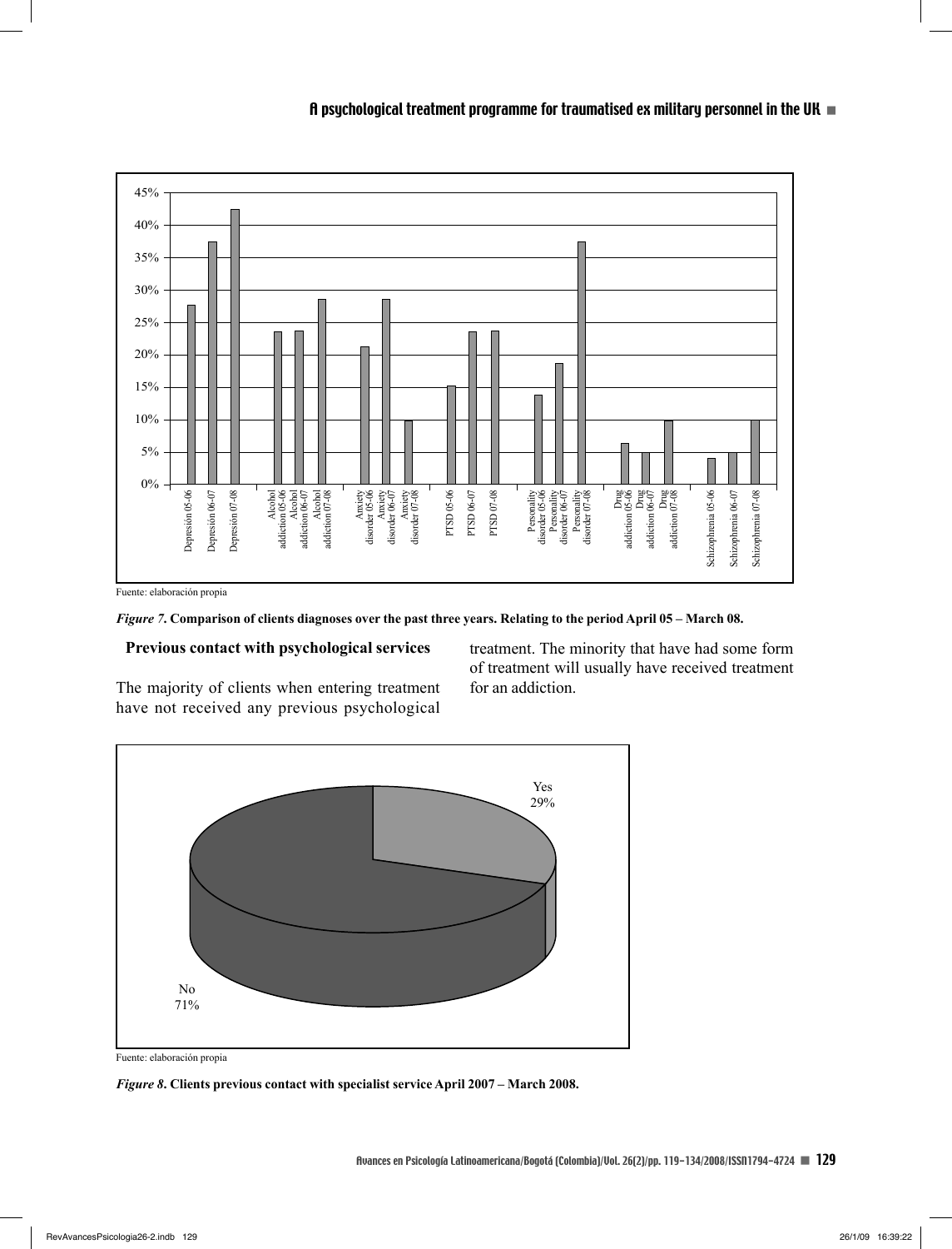Fuente: elaboración propia

***Figure 7*. Comparison of clients diagnoses over the past three years. Relating to the period April 05 – March 08.**

**Previous contact with psychological services**

The majority of clients when entering treatment have not received any previous psychological treatment. The minority that have had some form of treatment will usually have received treatment for an addiction.

Fuente: elaboración propia

***Figure 8*. Clients previous contact with specialist service April 2007 – March 2008.**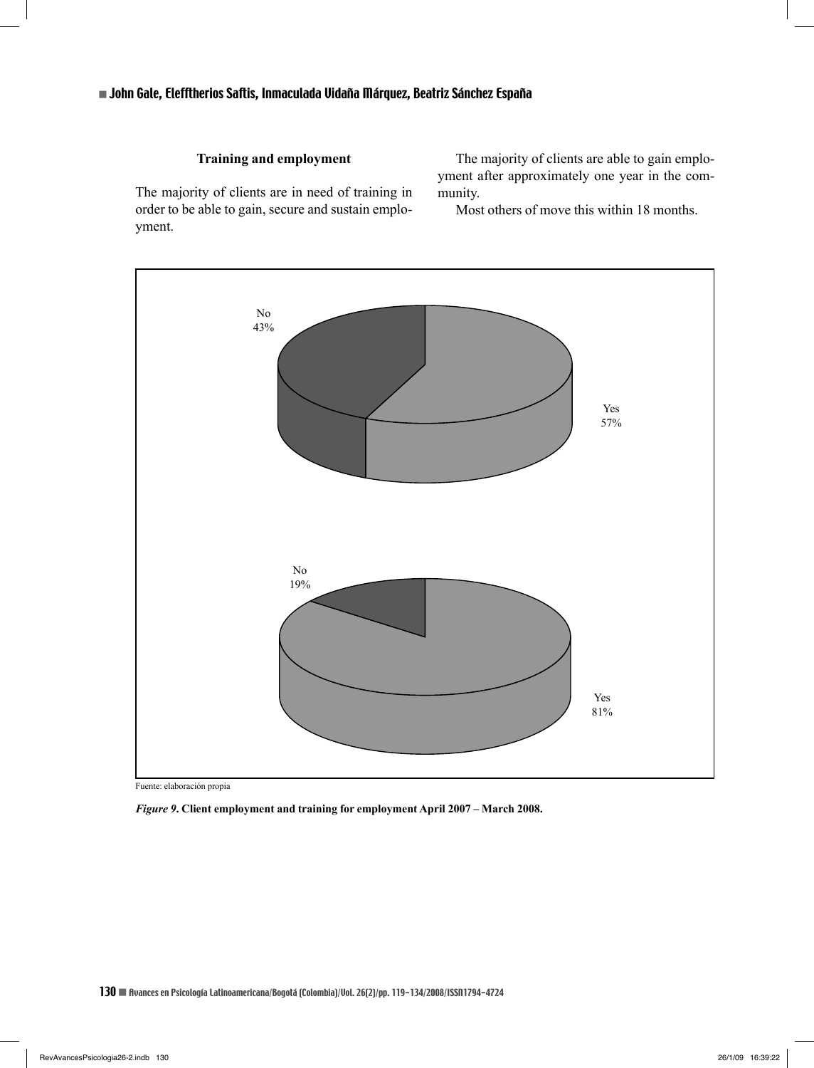### Training and employment

The majority of clients are in need of training in order to be able to gain, secure and sustain employment.

The majority of clients are able to gain employment after approximately one year in the community.

Most others of move this within 18 months.

No
43%

Yes
57%

No
19%

Yes
81%

Fuente: elaboración propia

***Figure 9*. Client employment and training for employment April 2007 – March 2008.**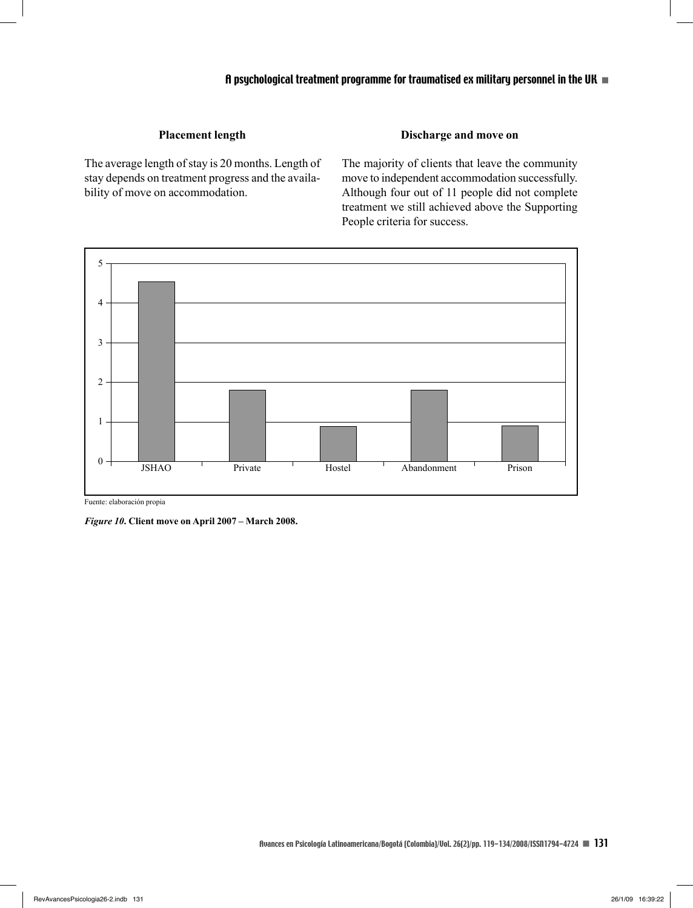### Placement length

The average length of stay is 20 months. Length of stay depends on treatment progress and the availability of move on accommodation.

### Discharge and move on

The majority of clients that leave the community move to independent accommodation successfully. Although four out of 11 people did not complete treatment we still achieved above the Supporting People criteria for success.

Fuente: elaboración propia

***Figure 10*. Client move on April 2007 – March 2008.**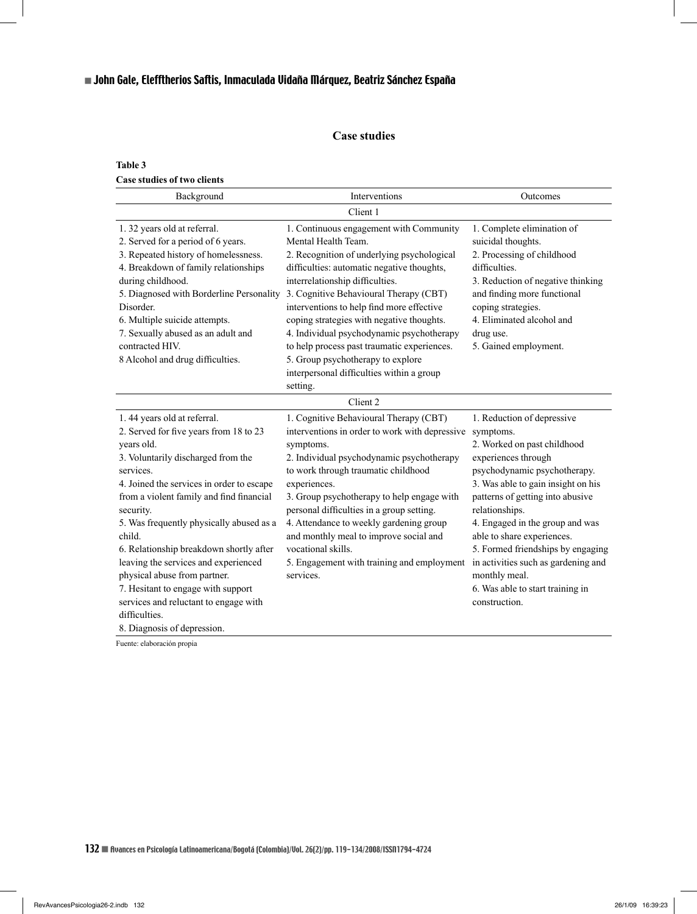## Case studies

**Table 3**
**Case studies of two clients**

| Background | Interventions | Outcomes |
|---|---|---|
| Client 1 | | |
| 1. 32 years old at referral.<br>2. Served for a period of 6 years.<br>3. Repeated history of homelessness.<br>4. Breakdown of family relationships during childhood.<br>5. Diagnosed with Borderline Personality Disorder.<br>6. Multiple suicide attempts.<br>7. Sexually abused as an adult and contracted HIV.<br>8 Alcohol and drug difficulties. | 1. Continuous engagement with Community Mental Health Team.<br>2. Recognition of underlying psychological difficulties: automatic negative thoughts, interrelationship difficulties.<br>3. Cognitive Behavioural Therapy (CBT) interventions to help find more effective coping strategies with negative thoughts.<br>4. Individual psychodynamic psychotherapy to help process past traumatic experiences.<br>5. Group psychotherapy to explore interpersonal difficulties within a group setting. | 1. Complete elimination of suicidal thoughts.<br>2. Processing of childhood difficulties.<br>3. Reduction of negative thinking and finding more functional coping strategies.<br>4. Eliminated alcohol and drug use.<br>5. Gained employment. |
| Client 2 | | |
| 1. 44 years old at referral.<br>2. Served for five years from 18 to 23 years old.<br>3. Voluntarily discharged from the services.<br>4. Joined the services in order to escape from a violent family and find financial security.<br>5. Was frequently physically abused as a child.<br>6. Relationship breakdown shortly after leaving the services and experienced physical abuse from partner.<br>7. Hesitant to engage with support services and reluctant to engage with difficulties.<br>8. Diagnosis of depression. | 1. Cognitive Behavioural Therapy (CBT) interventions in order to work with depressive symptoms.<br>2. Individual psychodynamic psychotherapy to work through traumatic childhood experiences.<br>3. Group psychotherapy to help engage with personal difficulties in a group setting.<br>4. Attendance to weekly gardening group and monthly meal to improve social and vocational skills.<br>5. Engagement with training and employment services. | 1. Reduction of depressive symptoms.<br>2. Worked on past childhood experiences through psychodynamic psychotherapy.<br>3. Was able to gain insight on his patterns of getting into abusive relationships.<br>4. Engaged in the group and was able to share experiences.<br>5. Formed friendships by engaging in activities such as gardening and monthly meal.<br>6. Was able to start training in construction. |

Fuente: elaboración propia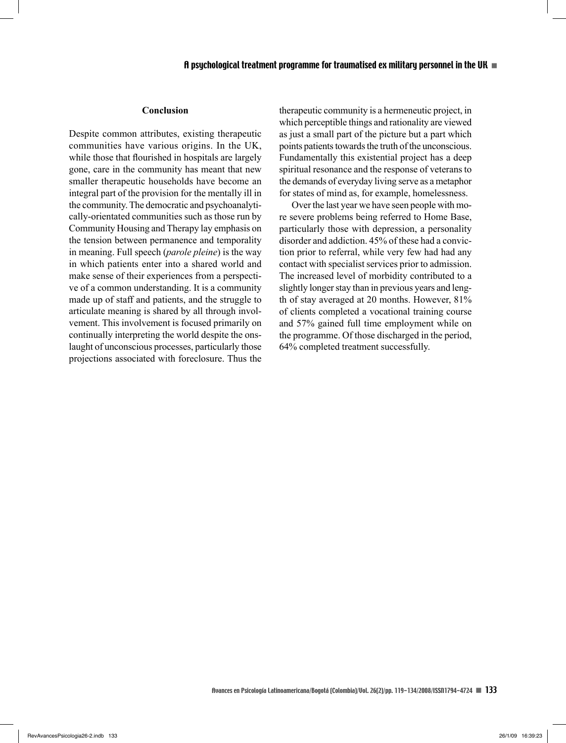## Conclusion

Despite common attributes, existing therapeutic communities have various origins. In the UK, while those that flourished in hospitals are largely gone, care in the community has meant that new smaller therapeutic households have become an integral part of the provision for the mentally ill in the community. The democratic and psychoanalytically-orientated communities such as those run by Community Housing and Therapy lay emphasis on the tension between permanence and temporality in meaning. Full speech (*parole pleine*) is the way in which patients enter into a shared world and make sense of their experiences from a perspective of a common understanding. It is a community made up of staff and patients, and the struggle to articulate meaning is shared by all through involvement. This involvement is focused primarily on continually interpreting the world despite the onslaught of unconscious processes, particularly those projections associated with foreclosure. Thus the therapeutic community is a hermeneutic project, in which perceptible things and rationality are viewed as just a small part of the picture but a part which points patients towards the truth of the unconscious. Fundamentally this existential project has a deep spiritual resonance and the response of veterans to the demands of everyday living serve as a metaphor for states of mind as, for example, homelessness.

Over the last year we have seen people with more severe problems being referred to Home Base, particularly those with depression, a personality disorder and addiction. 45% of these had a conviction prior to referral, while very few had had any contact with specialist services prior to admission. The increased level of morbidity contributed to a slightly longer stay than in previous years and length of stay averaged at 20 months. However, 81% of clients completed a vocational training course and 57% gained full time employment while on the programme. Of those discharged in the period, 64% completed treatment successfully.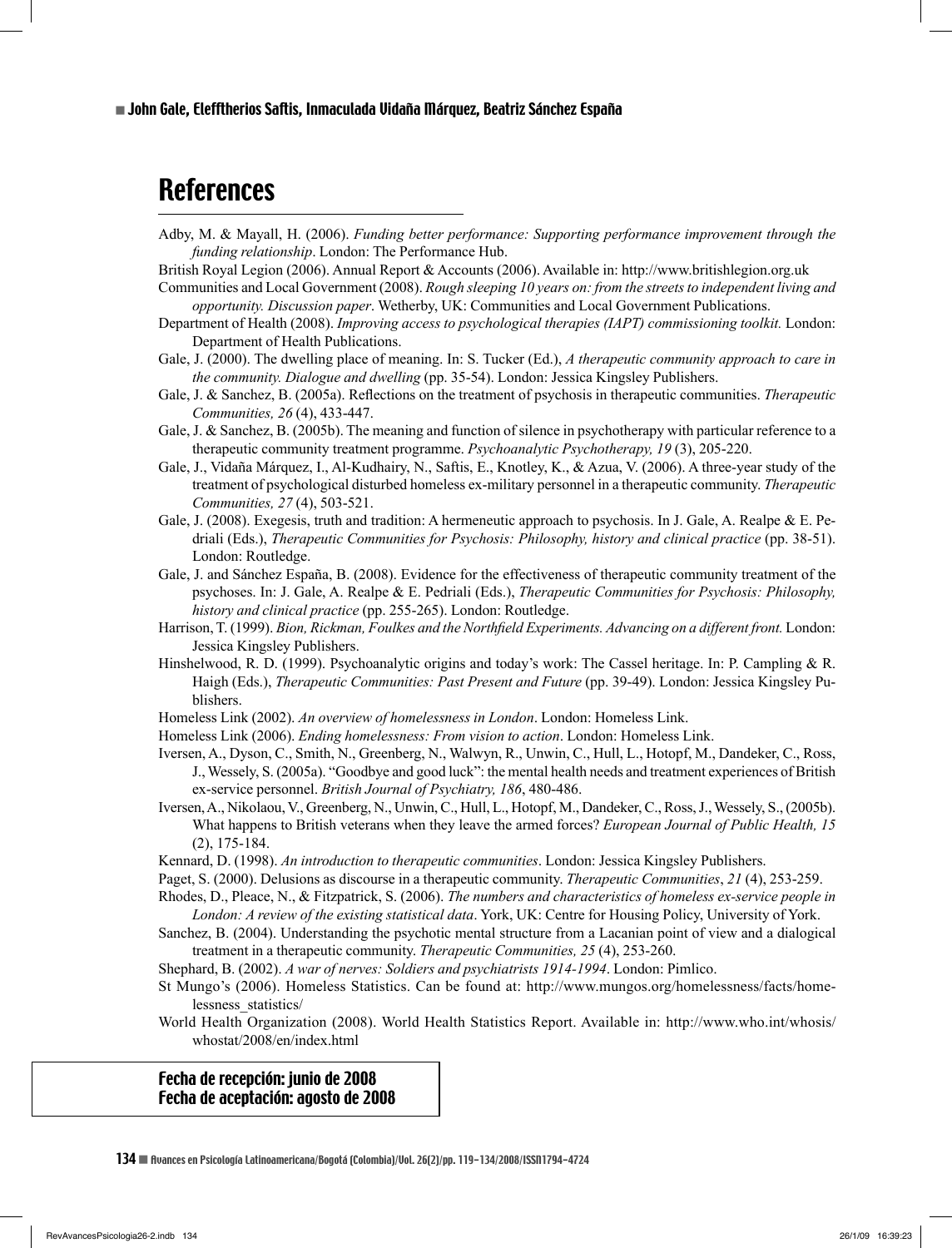## References

Adby, M. & Mayall, H. (2006). *Funding better performance: Supporting performance improvement through the funding relationship*. London: The Performance Hub.

British Royal Legion (2006). Annual Report & Accounts (2006). Available in: http://www.britishlegion.org.uk

Communities and Local Government (2008). *Rough sleeping 10 years on: from the streets to independent living and opportunity. Discussion paper*. Wetherby, UK: Communities and Local Government Publications.

Department of Health (2008). *Improving access to psychological therapies (IAPT) commissioning toolkit.* London: Department of Health Publications.

Gale, J. (2000). The dwelling place of meaning. In: S. Tucker (Ed.), *A therapeutic community approach to care in the community. Dialogue and dwelling* (pp. 35-54). London: Jessica Kingsley Publishers.

Gale, J. & Sanchez, B. (2005a). Reflections on the treatment of psychosis in therapeutic communities. *Therapeutic Communities, 26* (4), 433-447.

Gale, J. & Sanchez, B. (2005b). The meaning and function of silence in psychotherapy with particular reference to a therapeutic community treatment programme. *Psychoanalytic Psychotherapy, 19* (3), 205-220.

Gale, J., Vidaña Márquez, I., Al-Kudhairy, N., Saftis, E., Knotley, K., & Azua, V. (2006). A three-year study of the treatment of psychological disturbed homeless ex-military personnel in a therapeutic community. *Therapeutic Communities, 27* (4), 503-521.

Gale, J. (2008). Exegesis, truth and tradition: A hermeneutic approach to psychosis. In J. Gale, A. Realpe & E. Pedriali (Eds.), *Therapeutic Communities for Psychosis: Philosophy, history and clinical practice* (pp. 38-51). London: Routledge.

Gale, J. and Sánchez España, B. (2008). Evidence for the effectiveness of therapeutic community treatment of the psychoses. In: J. Gale, A. Realpe & E. Pedriali (Eds.), *Therapeutic Communities for Psychosis: Philosophy, history and clinical practice* (pp. 255-265). London: Routledge.

Harrison, T. (1999). *Bion, Rickman, Foulkes and the Northfield Experiments. Advancing on a different front.* London: Jessica Kingsley Publishers.

Hinshelwood, R. D. (1999). Psychoanalytic origins and today's work: The Cassel heritage. In: P. Campling & R. Haigh (Eds.), *Therapeutic Communities: Past Present and Future* (pp. 39-49). London: Jessica Kingsley Publishers.

Homeless Link (2002). *An overview of homelessness in London*. London: Homeless Link.

Homeless Link (2006). *Ending homelessness: From vision to action*. London: Homeless Link.

Iversen, A., Dyson, C., Smith, N., Greenberg, N., Walwyn, R., Unwin, C., Hull, L., Hotopf, M., Dandeker, C., Ross, J., Wessely, S. (2005a). "Goodbye and good luck": the mental health needs and treatment experiences of British ex-service personnel. *British Journal of Psychiatry, 186*, 480-486.

Iversen, A., Nikolaou, V., Greenberg, N., Unwin, C., Hull, L., Hotopf, M., Dandeker, C., Ross, J., Wessely, S., (2005b). What happens to British veterans when they leave the armed forces? *European Journal of Public Health, 15* (2), 175-184.

Kennard, D. (1998). *An introduction to therapeutic communities*. London: Jessica Kingsley Publishers.

Paget, S. (2000). Delusions as discourse in a therapeutic community. *Therapeutic Communities*, *21* (4), 253-259.

Rhodes, D., Pleace, N., & Fitzpatrick, S. (2006). *The numbers and characteristics of homeless ex-service people in London: A review of the existing statistical data*. York, UK: Centre for Housing Policy, University of York.

Sanchez, B. (2004). Understanding the psychotic mental structure from a Lacanian point of view and a dialogical treatment in a therapeutic community. *Therapeutic Communities, 25* (4), 253-260.

Shephard, B. (2002). *A war of nerves: Soldiers and psychiatrists 1914-1994*. London: Pimlico.

St Mungo's (2006). Homeless Statistics. Can be found at: http://www.mungos.org/homelessness/facts/homelessness_statistics/

World Health Organization (2008). World Health Statistics Report. Available in: http://www.who.int/whosis/whostat/2008/en/index.html

**Fecha de recepción: junio de 2008**
**Fecha de aceptación: agosto de 2008**